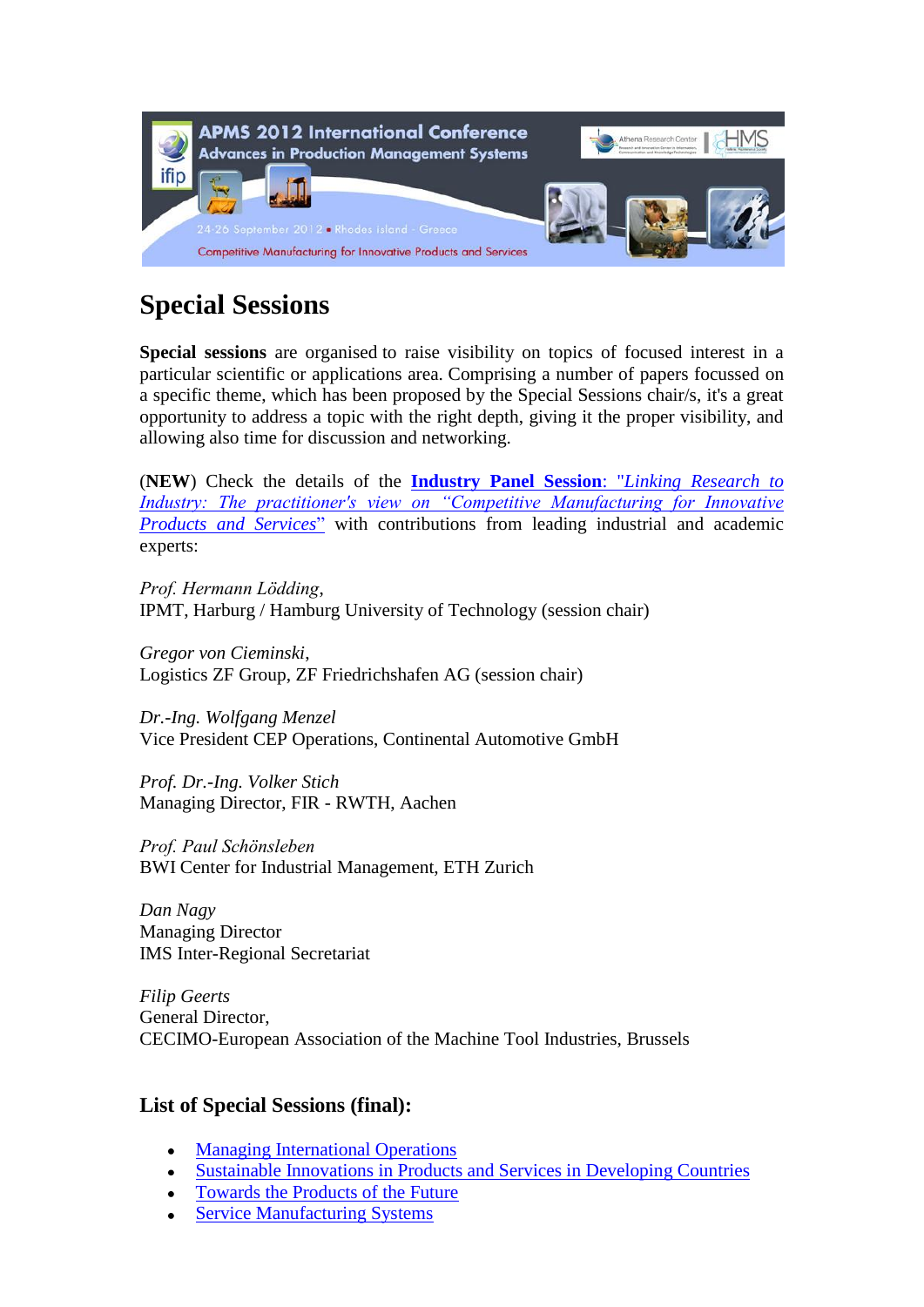APMS 2012 International Conference
Advances in Production Management Systems

24-26 September 2012 ▪ Rhodes island - Greece

Competitive Manufacturing for Innovative Products and Services

# Special Sessions

**Special sessions** are organised to raise visibility on topics of focused interest in a particular scientific or applications area. Comprising a number of papers focussed on a specific theme, which has been proposed by the Special Sessions chair/s, it's a great opportunity to address a topic with the right depth, giving it the proper visibility, and allowing also time for discussion and networking.

(**NEW**) Check the details of the **Industry Panel Session**: *"Linking Research to Industry: The practitioner's view on "Competitive Manufacturing for Innovative Products and Services"* with contributions from leading industrial and academic experts:

*Prof. Hermann Lödding*,
IPMT, Harburg / Hamburg University of Technology (session chair)

*Gregor von Cieminski*,
Logistics ZF Group, ZF Friedrichshafen AG (session chair)

*Dr.-Ing. Wolfgang Menzel*
Vice President CEP Operations, Continental Automotive GmbH

*Prof. Dr.-Ing. Volker Stich*
Managing Director, FIR - RWTH, Aachen

*Prof. Paul Schönsleben*
BWI Center for Industrial Management, ETH Zurich

*Dan Nagy*
Managing Director
IMS Inter-Regional Secretariat

*Filip Geerts*
General Director,
CECIMO-European Association of the Machine Tool Industries, Brussels

### List of Special Sessions (final):

- Managing International Operations
- Sustainable Innovations in Products and Services in Developing Countries
- Towards the Products of the Future
- Service Manufacturing Systems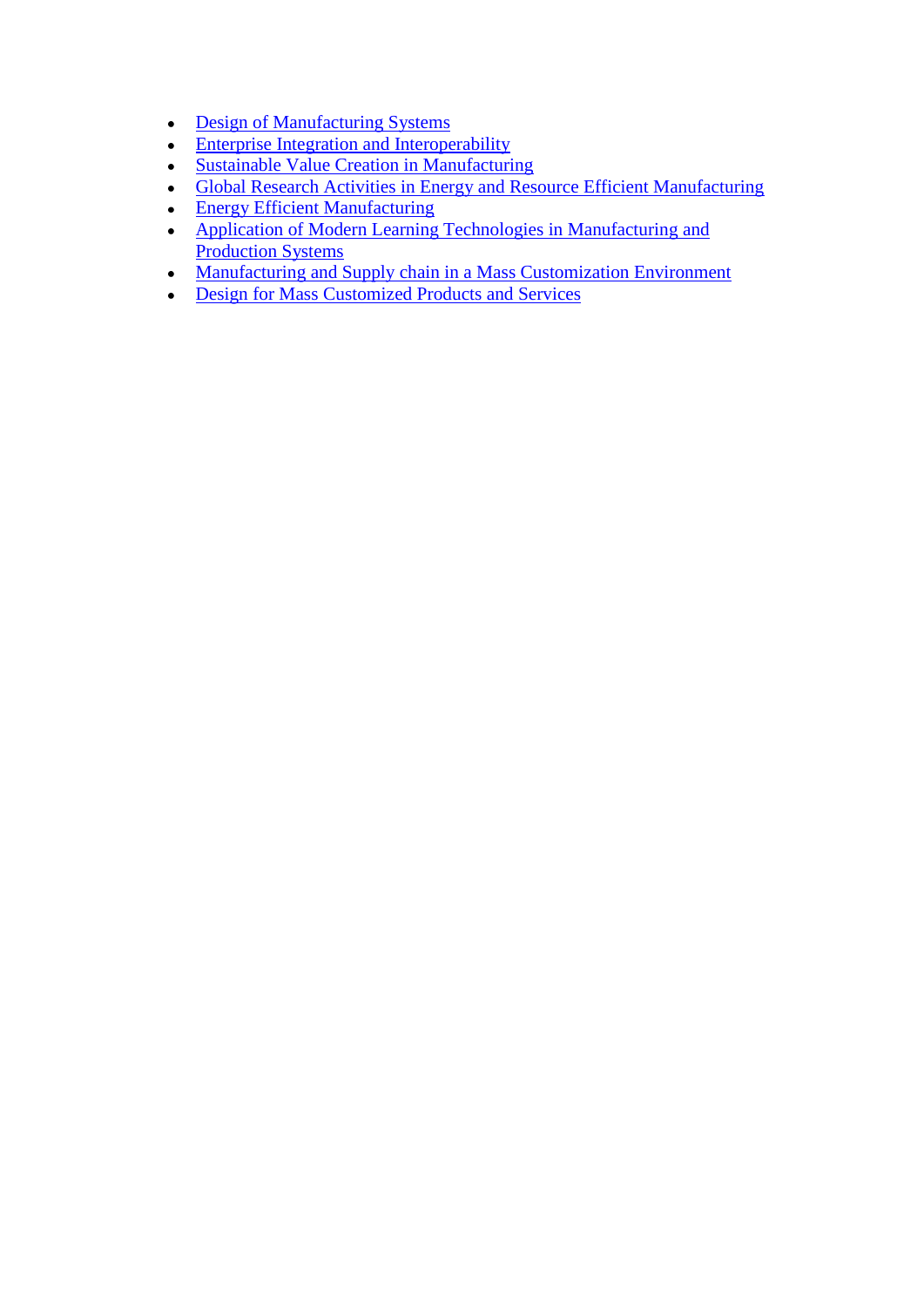- Design of Manufacturing Systems
- Enterprise Integration and Interoperability
- Sustainable Value Creation in Manufacturing
- Global Research Activities in Energy and Resource Efficient Manufacturing
- Energy Efficient Manufacturing
- Application of Modern Learning Technologies in Manufacturing and Production Systems
- Manufacturing and Supply chain in a Mass Customization Environment
- Design for Mass Customized Products and Services